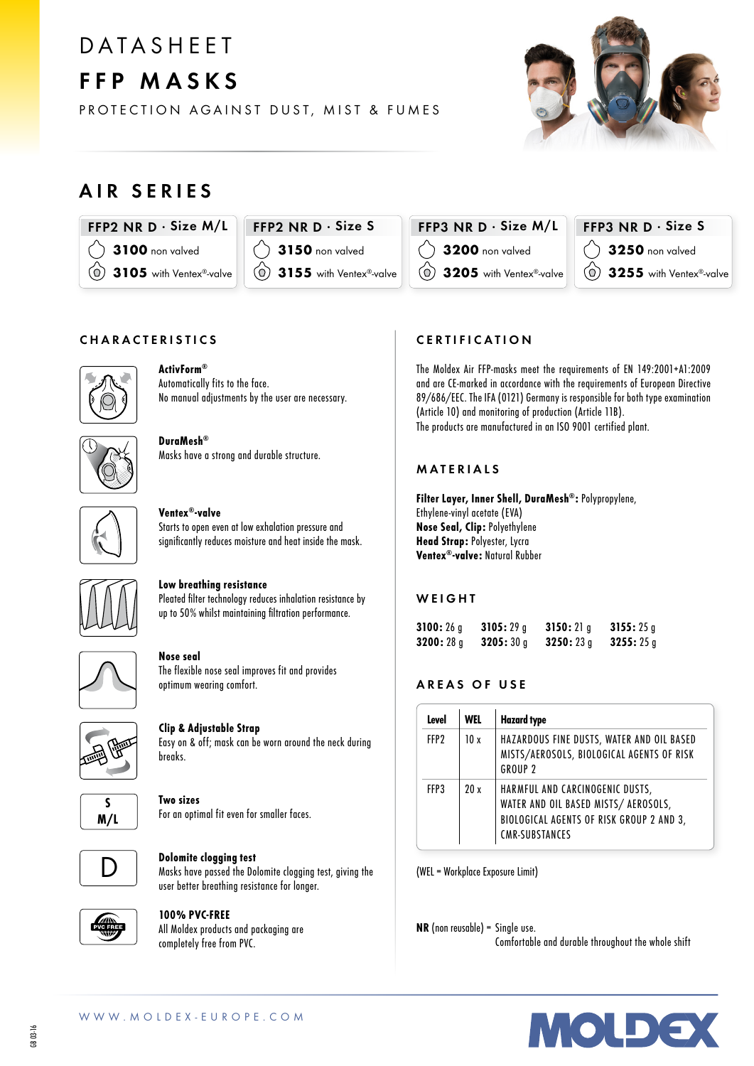# DATASHEET

# FFP MASKS

PROTECTION AGAINST DUST, MIST & FUMES

## AIR SERIES

| FFP2 NR D · Size M/L | FFP2 NR D · Size S | FFP3 NR D · Size M/L | FFP3 NR D · Size S |
|---|---|---|---|
| **3100** non valved | **3150** non valved | **3200** non valved | **3250** non valved |
| **3105** with Ventex®-valve | **3155** with Ventex®-valve | **3205** with Ventex®-valve | **3255** with Ventex®-valve |

### CHARACTERISTICS

**ActivForm®**
Automatically fits to the face.
No manual adjustments by the user are necessary.

**DuraMesh®**
Masks have a strong and durable structure.

**Ventex®-valve**
Starts to open even at low exhalation pressure and significantly reduces moisture and heat inside the mask.

**Low breathing resistance**
Pleated filter technology reduces inhalation resistance by up to 50% whilst maintaining filtration performance.

**Nose seal**
The flexible nose seal improves fit and provides optimum wearing comfort.

**Clip & Adjustable Strap**
Easy on & off; mask can be worn around the neck during breaks.

**Two sizes**
For an optimal fit even for smaller faces.

**Dolomite clogging test**
Masks have passed the Dolomite clogging test, giving the user better breathing resistance for longer.

**100% PVC-FREE**
All Moldex products and packaging are completely free from PVC.

### CERTIFICATION

The Moldex Air FFP-masks meet the requirements of EN 149:2001+A1:2009 and are CE-marked in accordance with the requirements of European Directive 89/686/EEC. The IFA (0121) Germany is responsible for both type examination (Article 10) and monitoring of production (Article 11B).
The products are manufactured in an ISO 9001 certified plant.

### MATERIALS

**Filter Layer, Inner Shell, DuraMesh®:** Polypropylene, Ethylene-vinyl acetate (EVA)
**Nose Seal, Clip:** Polyethylene
**Head Strap:** Polyester, Lycra
**Ventex®-valve:** Natural Rubber

### WEIGHT

| | | | |
|---|---|---|---|
| **3100:** 26 g | **3105:** 29 g | **3150:** 21 g | **3155:** 25 g |
| **3200:** 28 g | **3205:** 30 g | **3250:** 23 g | **3255:** 25 g |

### AREAS OF USE

| Level | WEL | Hazard type |
|---|---|---|
| FFP2 | 10 x | HAZARDOUS FINE DUSTS, WATER AND OIL BASED MISTS/AEROSOLS, BIOLOGICAL AGENTS OF RISK GROUP 2 |
| FFP3 | 20 x | HARMFUL AND CARCINOGENIC DUSTS, WATER AND OIL BASED MISTS/ AEROSOLS, BIOLOGICAL AGENTS OF RISK GROUP 2 AND 3, CMR-SUBSTANCES |

(WEL = Workplace Exposure Limit)

**NR** (non reusable) = Single use.
Comfortable and durable throughout the whole shift

WWW.MOLDEX-EUROPE.COM

MOLDEX

GB 03-16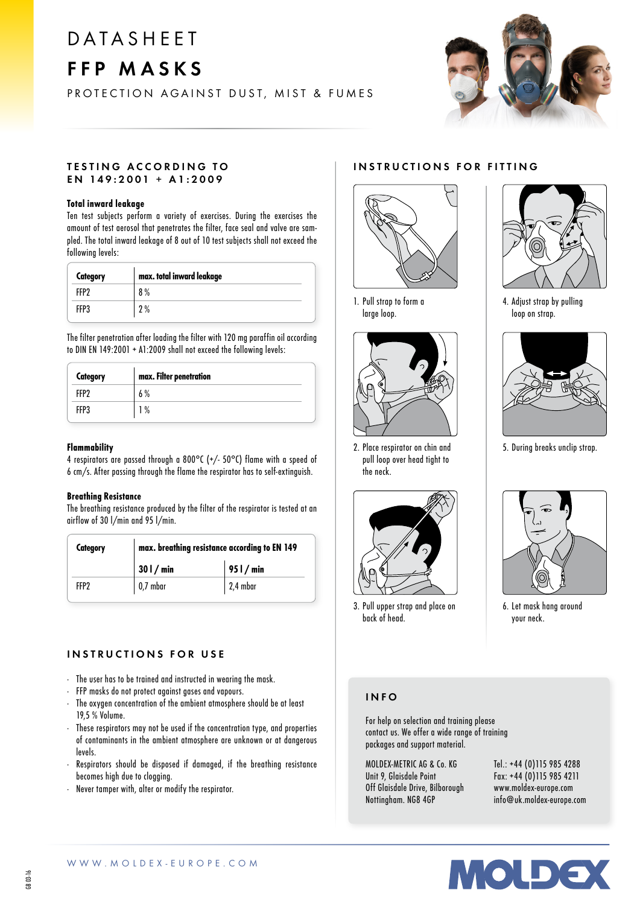# DATASHEET

# FFP MASKS

PROTECTION AGAINST DUST, MIST & FUMES

## TESTING ACCORDING TO EN 149:2001 + A1:2009

### Total inward leakage

Ten test subjects perform a variety of exercises. During the exercises the amount of test aerosol that penetrates the filter, face seal and valve are sampled. The total inward leakage of 8 out of 10 test subjects shall not exceed the following levels:

| Category | max. total inward leakage |
|---|---|
| FFP2 | 8 % |
| FFP3 | 2 % |

The filter penetration after loading the filter with 120 mg paraffin oil according to DIN EN 149:2001 + A1:2009 shall not exceed the following levels:

| Category | max. Filter penetration |
|---|---|
| FFP2 | 6 % |
| FFP3 | 1 % |

### Flammability

4 respirators are passed through a 800°C (+/- 50°C) flame with a speed of 6 cm/s. After passing through the flame the respirator has to self-extinguish.

### Breathing Resistance

The breathing resistance produced by the filter of the respirator is tested at an airflow of 30 l/min and 95 l/min.

| Category | max. breathing resistance according to EN 149 | |
|---|---|---|
| | 30 l / min | 95 l / min |
| FFP2 | 0,7 mbar | 2,4 mbar |

## INSTRUCTIONS FOR USE

- The user has to be trained and instructed in wearing the mask.
- FFP masks do not protect against gases and vapours.
- The oxygen concentration of the ambient atmosphere should be at least 19,5 % Volume.
- These respirators may not be used if the concentration type, and properties of contaminants in the ambient atmosphere are unknown or at dangerous levels.
- Respirators should be disposed if damaged, if the breathing resistance becomes high due to clogging.
- Never tamper with, alter or modify the respirator.

## INSTRUCTIONS FOR FITTING

1. Pull strap to form a large loop.
2. Place respirator on chin and pull loop over head tight to the neck.
3. Pull upper strap and place on back of head.
4. Adjust strap by pulling loop on strap.
5. During breaks unclip strap.
6. Let mask hang around your neck.

## INFO

For help on selection and training please contact us. We offer a wide range of training packages and support material.

MOLDEX-METRIC AG & Co. KG
Unit 9, Glaisdale Point
Off Glaisdale Drive, Bilborough
Nottingham. NG8 4GP

Tel.: +44 (0)115 985 4288
Fax: +44 (0)115 985 4211
www.moldex-europe.com
info@uk.moldex-europe.com

WWW.MOLDEX-EUROPE.COM

MOLDEX

GB 03-16